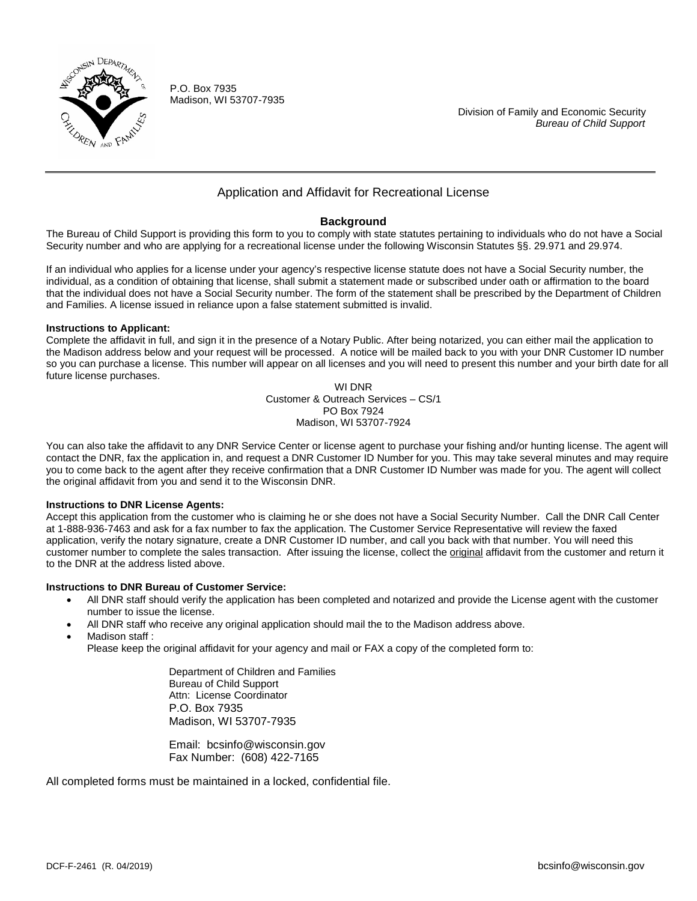P.O. Box 7935
Madison, WI 53707-7935

Division of Family and Economic Security
*Bureau of Child Support*

---

# Application and Affidavit for Recreational License

## Background

The Bureau of Child Support is providing this form to you to comply with state statutes pertaining to individuals who do not have a Social Security number and who are applying for a recreational license under the following Wisconsin Statutes §§. 29.971 and 29.974.

If an individual who applies for a license under your agency's respective license statute does not have a Social Security number, the individual, as a condition of obtaining that license, shall submit a statement made or subscribed under oath or affirmation to the board that the individual does not have a Social Security number. The form of the statement shall be prescribed by the Department of Children and Families. A license issued in reliance upon a false statement submitted is invalid.

**Instructions to Applicant:**

Complete the affidavit in full, and sign it in the presence of a Notary Public. After being notarized, you can either mail the application to the Madison address below and your request will be processed. A notice will be mailed back to you with your DNR Customer ID number so you can purchase a license. This number will appear on all licenses and you will need to present this number and your birth date for all future license purchases.

WI DNR
Customer & Outreach Services – CS/1
PO Box 7924
Madison, WI 53707-7924

You can also take the affidavit to any DNR Service Center or license agent to purchase your fishing and/or hunting license. The agent will contact the DNR, fax the application in, and request a DNR Customer ID Number for you. This may take several minutes and may require you to come back to the agent after they receive confirmation that a DNR Customer ID Number was made for you. The agent will collect the original affidavit from you and send it to the Wisconsin DNR.

**Instructions to DNR License Agents:**

Accept this application from the customer who is claiming he or she does not have a Social Security Number. Call the DNR Call Center at 1-888-936-7463 and ask for a fax number to fax the application. The Customer Service Representative will review the faxed application, verify the notary signature, create a DNR Customer ID number, and call you back with that number. You will need this customer number to complete the sales transaction. After issuing the license, collect the original affidavit from the customer and return it to the DNR at the address listed above.

**Instructions to DNR Bureau of Customer Service:**

- All DNR staff should verify the application has been completed and notarized and provide the License agent with the customer number to issue the license.
- All DNR staff who receive any original application should mail the to the Madison address above.
- Madison staff :
  Please keep the original affidavit for your agency and mail or FAX a copy of the completed form to:

  Department of Children and Families
  Bureau of Child Support
  Attn: License Coordinator
  P.O. Box 7935
  Madison, WI 53707-7935

  Email: bcsinfo@wisconsin.gov
  Fax Number: (608) 422-7165

All completed forms must be maintained in a locked, confidential file.

DCF-F-2461 (R. 04/2019)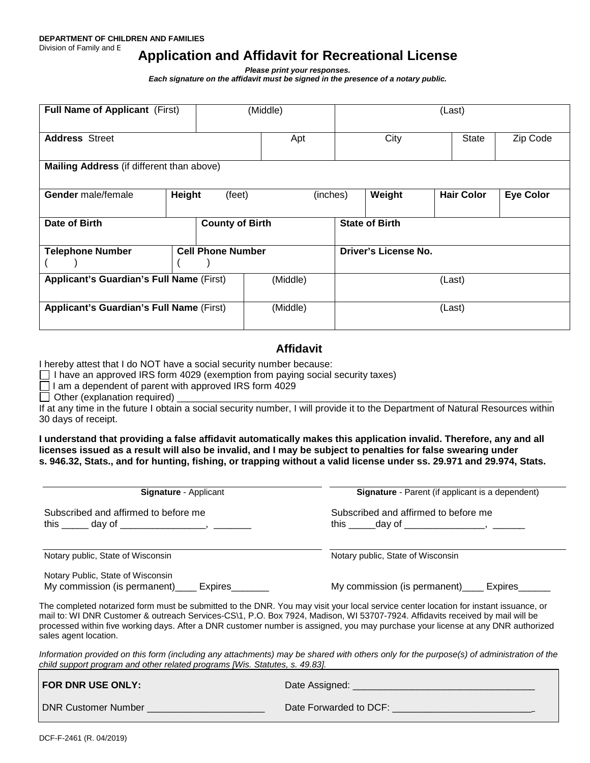**DEPARTMENT OF CHILDREN AND FAMILIES**
Division of Family and E

# Application and Affidavit for Recreational License

***Please print your responses.***
***Each signature on the affidavit must be signed in the presence of a notary public.***

| | | | | | | |
|---|---|---|---|---|---|---|
| **Full Name of Applicant** (First) | (Middle) | | (Last) | | | |
| **Address** Street | | Apt | City | | State | Zip Code |
| **Mailing Address** (if different than above) | | | | | | |
| **Gender** male/female | **Height** (feet) (inches) | | | **Weight** | **Hair Color** | **Eye Color** |
| **Date of Birth** | **County of Birth** | | **State of Birth** | | | |
| **Telephone Number** ( ) | **Cell Phone Number** ( ) | | **Driver's License No.** | | | |
| **Applicant's Guardian's Full Name** (First) | (Middle) | | (Last) | | | |
| **Applicant's Guardian's Full Name** (First) | (Middle) | | (Last) | | | |

## Affidavit

I hereby attest that I do NOT have a social security number because:

- ☐ I have an approved IRS form 4029 (exemption from paying social security taxes)
- ☐ I am a dependent of parent with approved IRS form 4029
- ☐ Other (explanation required) ___________________________________________________________________________

If at any time in the future I obtain a social security number, I will provide it to the Department of Natural Resources within 30 days of receipt.

**I understand that providing a false affidavit automatically makes this application invalid. Therefore, any and all licenses issued as a result will also be invalid, and I may be subject to penalties for false swearing under s. 946.32, Stats., and for hunting, fishing, or trapping without a valid license under ss. 29.971 and 29.974, Stats.**

| | |
|---|---|
| **Signature** - Applicant | **Signature** - Parent (if applicant is a dependent) |
| Subscribed and affirmed to before me this _____ day of ________________, _______ | Subscribed and affirmed to before me this _____day of _______________, ______ |
| Notary public, State of Wisconsin | Notary public, State of Wisconsin |
| Notary Public, State of Wisconsin<br>My commission (is permanent)____ Expires_______ | My commission (is permanent)____ Expires______ |

The completed notarized form must be submitted to the DNR. You may visit your local service center location for instant issuance, or mail to: WI DNR Customer & outreach Services-CS\1, P.O. Box 7924, Madison, WI 53707-7924. Affidavits received by mail will be processed within five working days. After a DNR customer number is assigned, you may purchase your license at any DNR authorized sales agent location.

*Information provided on this form (including any attachments) may be shared with others only for the purpose(s) of administration of the child support program and other related programs [Wis. Statutes, s. 49.83].*

| | |
|---|---|
| **FOR DNR USE ONLY:** | Date Assigned: _________________________________ |
| DNR Customer Number ______________________ | Date Forwarded to DCF: __________________________ |

DCF-F-2461 (R. 04/2019)